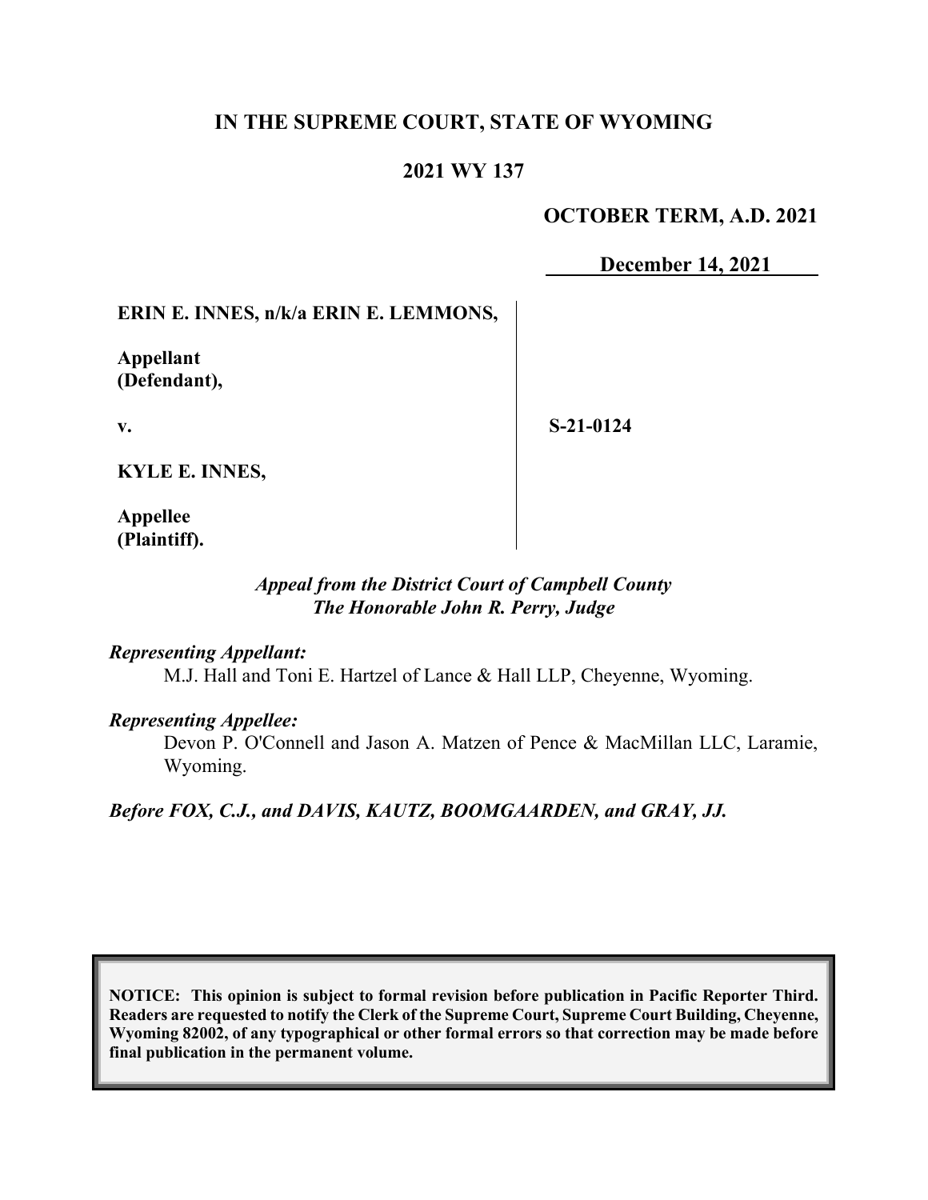# IN THE SUPREME COURT, STATE OF WYOMING

## 2021 WY 137

**OCTOBER TERM, A.D. 2021**

**December 14, 2021**

| | |
|---|---|
| **ERIN E. INNES, n/k/a ERIN E. LEMMONS,**<br><br>**Appellant (Defendant),**<br><br>**v.**<br><br>**KYLE E. INNES,**<br><br>**Appellee (Plaintiff).** | **S-21-0124** |

*Appeal from the District Court of Campbell County*
*The Honorable John R. Perry, Judge*

***Representing Appellant:***
M.J. Hall and Toni E. Hartzel of Lance & Hall LLP, Cheyenne, Wyoming.

***Representing Appellee:***
Devon P. O'Connell and Jason A. Matzen of Pence & MacMillan LLC, Laramie, Wyoming.

***Before FOX, C.J., and DAVIS, KAUTZ, BOOMGAARDEN, and GRAY, JJ.***

**NOTICE: This opinion is subject to formal revision before publication in Pacific Reporter Third. Readers are requested to notify the Clerk of the Supreme Court, Supreme Court Building, Cheyenne, Wyoming 82002, of any typographical or other formal errors so that correction may be made before final publication in the permanent volume.**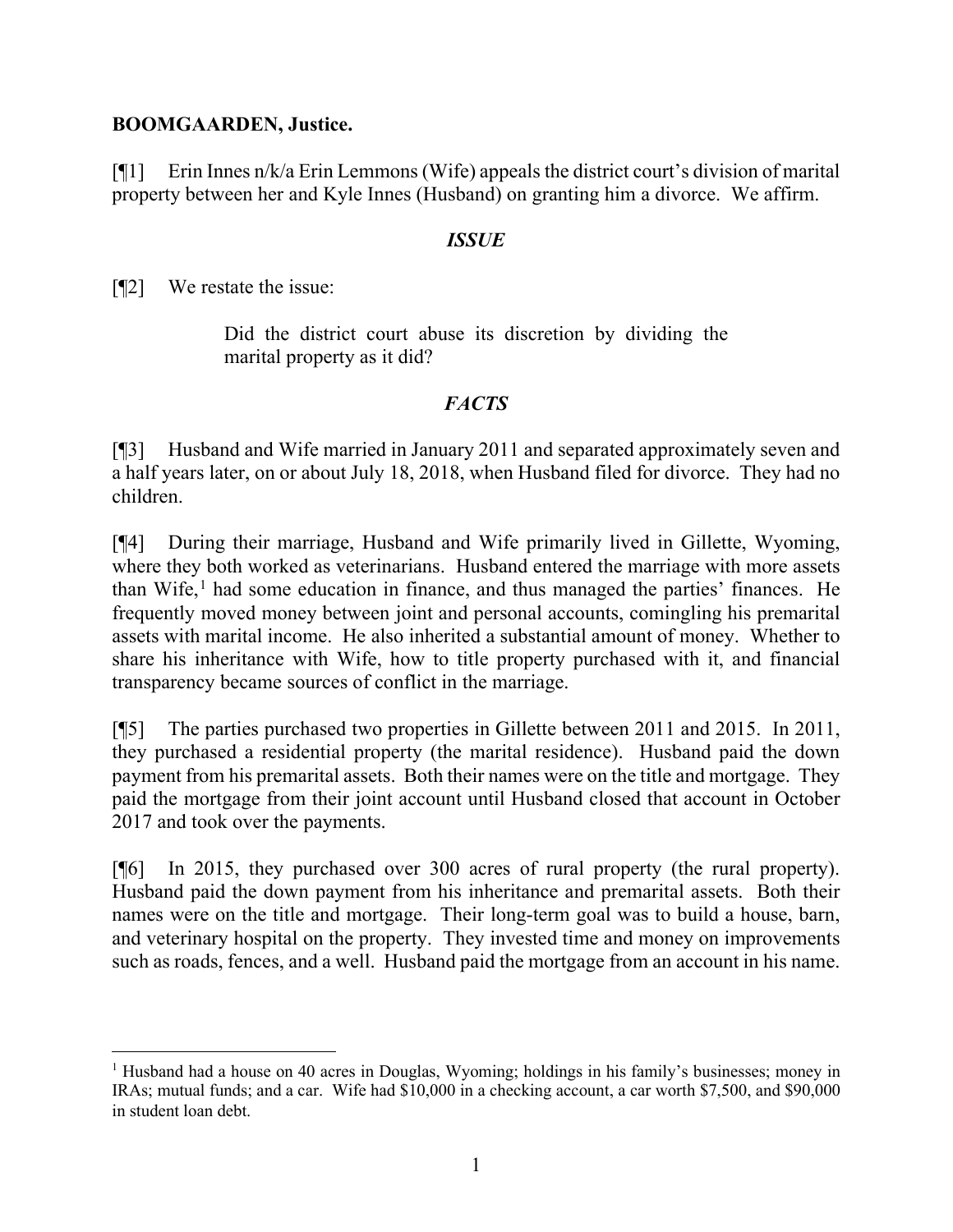**BOOMGAARDEN, Justice.**

[¶1] Erin Innes n/k/a Erin Lemmons (Wife) appeals the district court's division of marital property between her and Kyle Innes (Husband) on granting him a divorce. We affirm.

### *ISSUE*

[¶2] We restate the issue:

> Did the district court abuse its discretion by dividing the marital property as it did?

### *FACTS*

[¶3] Husband and Wife married in January 2011 and separated approximately seven and a half years later, on or about July 18, 2018, when Husband filed for divorce. They had no children.

[¶4] During their marriage, Husband and Wife primarily lived in Gillette, Wyoming, where they both worked as veterinarians. Husband entered the marriage with more assets than Wife,[1] had some education in finance, and thus managed the parties' finances. He frequently moved money between joint and personal accounts, comingling his premarital assets with marital income. He also inherited a substantial amount of money. Whether to share his inheritance with Wife, how to title property purchased with it, and financial transparency became sources of conflict in the marriage.

[¶5] The parties purchased two properties in Gillette between 2011 and 2015. In 2011, they purchased a residential property (the marital residence). Husband paid the down payment from his premarital assets. Both their names were on the title and mortgage. They paid the mortgage from their joint account until Husband closed that account in October 2017 and took over the payments.

[¶6] In 2015, they purchased over 300 acres of rural property (the rural property). Husband paid the down payment from his inheritance and premarital assets. Both their names were on the title and mortgage. Their long-term goal was to build a house, barn, and veterinary hospital on the property. They invested time and money on improvements such as roads, fences, and a well. Husband paid the mortgage from an account in his name.

---

[1] Husband had a house on 40 acres in Douglas, Wyoming; holdings in his family's businesses; money in IRAs; mutual funds; and a car. Wife had $10,000 in a checking account, a car worth $7,500, and $90,000 in student loan debt.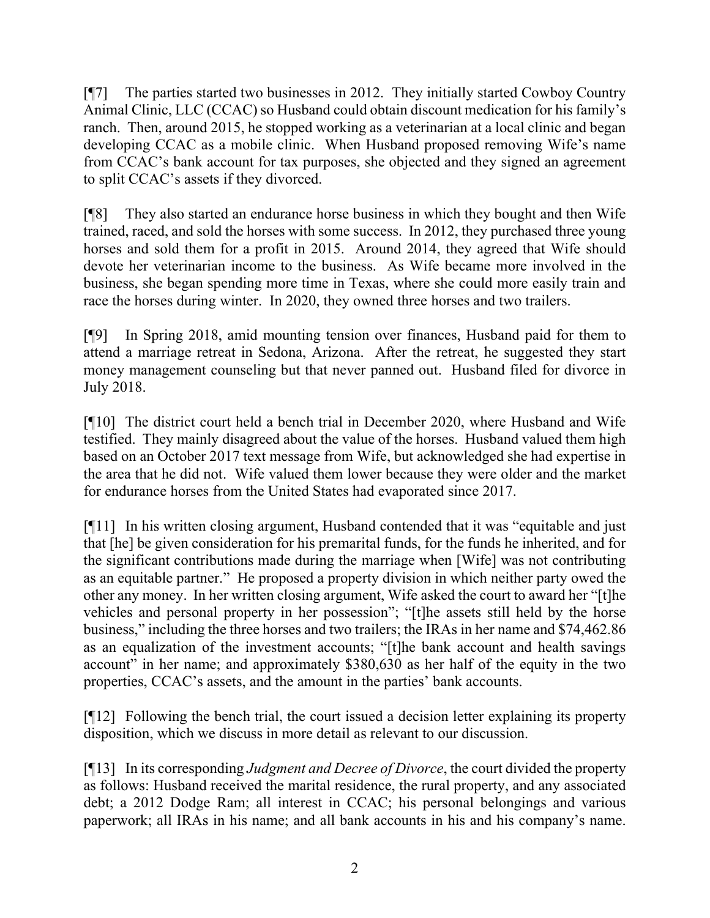[¶7] The parties started two businesses in 2012. They initially started Cowboy Country Animal Clinic, LLC (CCAC) so Husband could obtain discount medication for his family's ranch. Then, around 2015, he stopped working as a veterinarian at a local clinic and began developing CCAC as a mobile clinic. When Husband proposed removing Wife's name from CCAC's bank account for tax purposes, she objected and they signed an agreement to split CCAC's assets if they divorced.

[¶8] They also started an endurance horse business in which they bought and then Wife trained, raced, and sold the horses with some success. In 2012, they purchased three young horses and sold them for a profit in 2015. Around 2014, they agreed that Wife should devote her veterinarian income to the business. As Wife became more involved in the business, she began spending more time in Texas, where she could more easily train and race the horses during winter. In 2020, they owned three horses and two trailers.

[¶9] In Spring 2018, amid mounting tension over finances, Husband paid for them to attend a marriage retreat in Sedona, Arizona. After the retreat, he suggested they start money management counseling but that never panned out. Husband filed for divorce in July 2018.

[¶10] The district court held a bench trial in December 2020, where Husband and Wife testified. They mainly disagreed about the value of the horses. Husband valued them high based on an October 2017 text message from Wife, but acknowledged she had expertise in the area that he did not. Wife valued them lower because they were older and the market for endurance horses from the United States had evaporated since 2017.

[¶11] In his written closing argument, Husband contended that it was "equitable and just that [he] be given consideration for his premarital funds, for the funds he inherited, and for the significant contributions made during the marriage when [Wife] was not contributing as an equitable partner." He proposed a property division in which neither party owed the other any money. In her written closing argument, Wife asked the court to award her "[t]he vehicles and personal property in her possession"; "[t]he assets still held by the horse business," including the three horses and two trailers; the IRAs in her name and $74,462.86 as an equalization of the investment accounts; "[t]he bank account and health savings account" in her name; and approximately $380,630 as her half of the equity in the two properties, CCAC's assets, and the amount in the parties' bank accounts.

[¶12] Following the bench trial, the court issued a decision letter explaining its property disposition, which we discuss in more detail as relevant to our discussion.

[¶13] In its corresponding *Judgment and Decree of Divorce*, the court divided the property as follows: Husband received the marital residence, the rural property, and any associated debt; a 2012 Dodge Ram; all interest in CCAC; his personal belongings and various paperwork; all IRAs in his name; and all bank accounts in his and his company's name.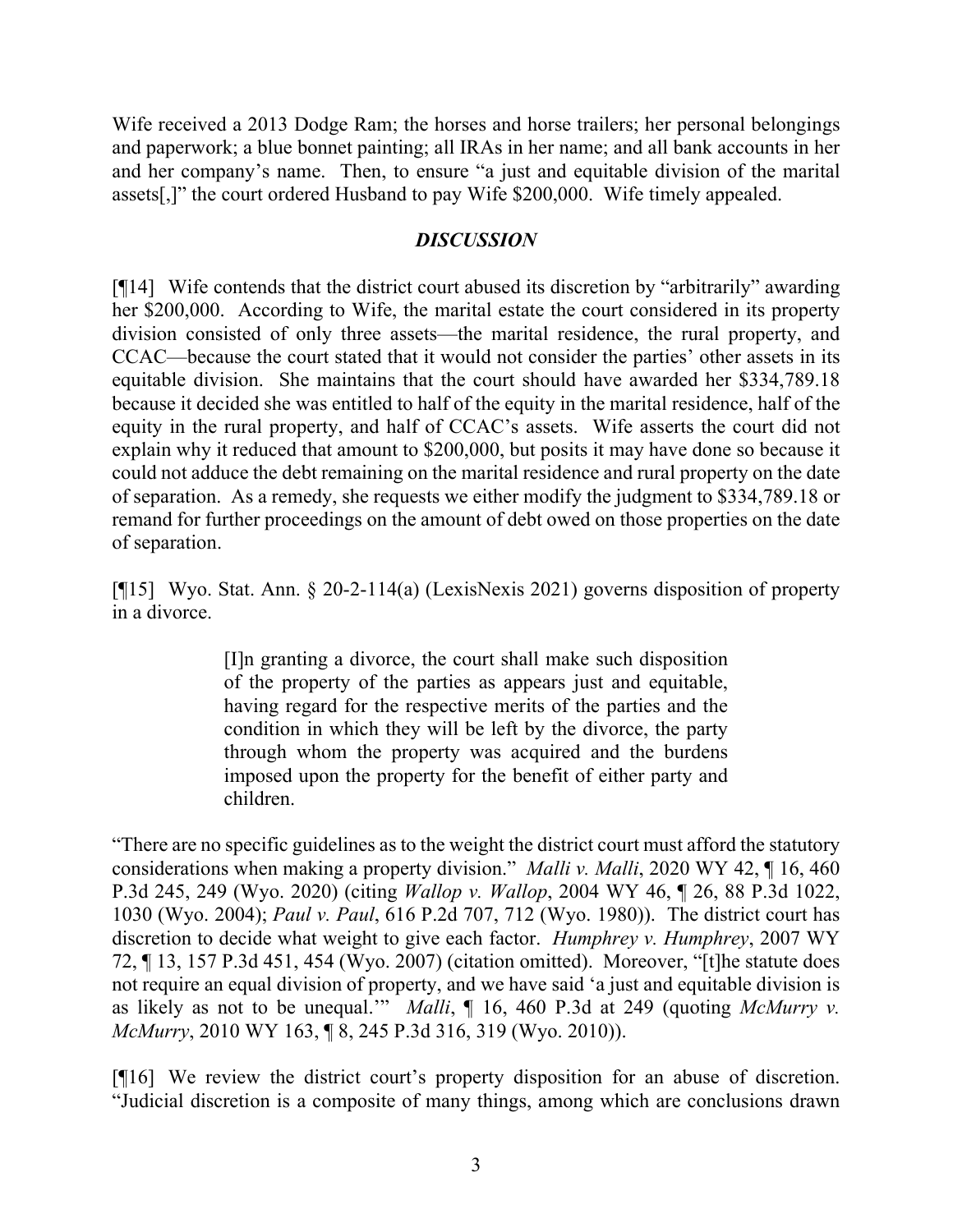Wife received a 2013 Dodge Ram; the horses and horse trailers; her personal belongings and paperwork; a blue bonnet painting; all IRAs in her name; and all bank accounts in her and her company's name. Then, to ensure "a just and equitable division of the marital assets[,]" the court ordered Husband to pay Wife $200,000. Wife timely appealed.

## *DISCUSSION*

[¶14] Wife contends that the district court abused its discretion by "arbitrarily" awarding her $200,000. According to Wife, the marital estate the court considered in its property division consisted of only three assets—the marital residence, the rural property, and CCAC—because the court stated that it would not consider the parties' other assets in its equitable division. She maintains that the court should have awarded her $334,789.18 because it decided she was entitled to half of the equity in the marital residence, half of the equity in the rural property, and half of CCAC's assets. Wife asserts the court did not explain why it reduced that amount to $200,000, but posits it may have done so because it could not adduce the debt remaining on the marital residence and rural property on the date of separation. As a remedy, she requests we either modify the judgment to $334,789.18 or remand for further proceedings on the amount of debt owed on those properties on the date of separation.

[¶15] Wyo. Stat. Ann. § 20-2-114(a) (LexisNexis 2021) governs disposition of property in a divorce.

> [I]n granting a divorce, the court shall make such disposition of the property of the parties as appears just and equitable, having regard for the respective merits of the parties and the condition in which they will be left by the divorce, the party through whom the property was acquired and the burdens imposed upon the property for the benefit of either party and children.

"There are no specific guidelines as to the weight the district court must afford the statutory considerations when making a property division." *Malli v. Malli*, 2020 WY 42, ¶ 16, 460 P.3d 245, 249 (Wyo. 2020) (citing *Wallop v. Wallop*, 2004 WY 46, ¶ 26, 88 P.3d 1022, 1030 (Wyo. 2004); *Paul v. Paul*, 616 P.2d 707, 712 (Wyo. 1980)). The district court has discretion to decide what weight to give each factor. *Humphrey v. Humphrey*, 2007 WY 72, ¶ 13, 157 P.3d 451, 454 (Wyo. 2007) (citation omitted). Moreover, "[t]he statute does not require an equal division of property, and we have said 'a just and equitable division is as likely as not to be unequal.'" *Malli*, ¶ 16, 460 P.3d at 249 (quoting *McMurry v. McMurry*, 2010 WY 163, ¶ 8, 245 P.3d 316, 319 (Wyo. 2010)).

[¶16] We review the district court's property disposition for an abuse of discretion. "Judicial discretion is a composite of many things, among which are conclusions drawn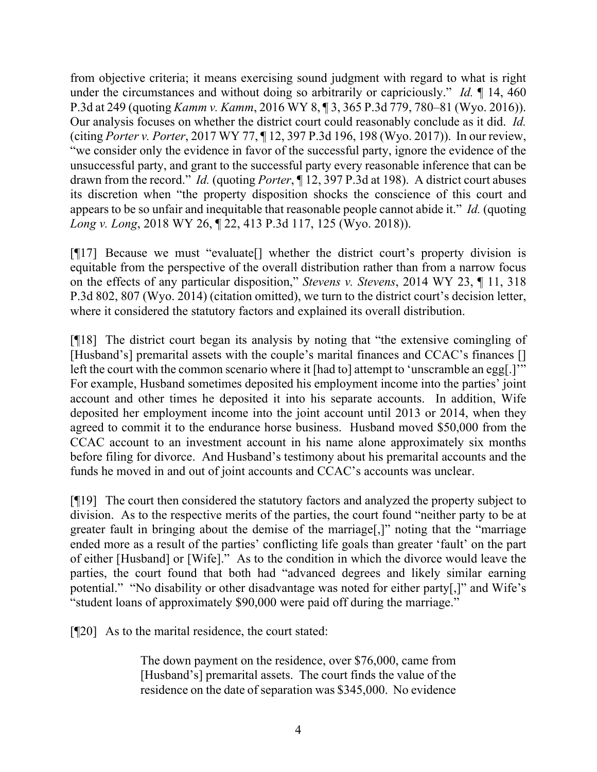from objective criteria; it means exercising sound judgment with regard to what is right under the circumstances and without doing so arbitrarily or capriciously." *Id.* ¶ 14, 460 P.3d at 249 (quoting *Kamm v. Kamm*, 2016 WY 8, ¶ 3, 365 P.3d 779, 780–81 (Wyo. 2016)). Our analysis focuses on whether the district court could reasonably conclude as it did. *Id.* (citing *Porter v. Porter*, 2017 WY 77, ¶ 12, 397 P.3d 196, 198 (Wyo. 2017)). In our review, "we consider only the evidence in favor of the successful party, ignore the evidence of the unsuccessful party, and grant to the successful party every reasonable inference that can be drawn from the record." *Id.* (quoting *Porter*, ¶ 12, 397 P.3d at 198). A district court abuses its discretion when "the property disposition shocks the conscience of this court and appears to be so unfair and inequitable that reasonable people cannot abide it." *Id.* (quoting *Long v. Long*, 2018 WY 26, ¶ 22, 413 P.3d 117, 125 (Wyo. 2018)).

[¶17] Because we must "evaluate[] whether the district court's property division is equitable from the perspective of the overall distribution rather than from a narrow focus on the effects of any particular disposition," *Stevens v. Stevens*, 2014 WY 23, ¶ 11, 318 P.3d 802, 807 (Wyo. 2014) (citation omitted), we turn to the district court's decision letter, where it considered the statutory factors and explained its overall distribution.

[¶18] The district court began its analysis by noting that "the extensive comingling of [Husband's] premarital assets with the couple's marital finances and CCAC's finances [] left the court with the common scenario where it [had to] attempt to 'unscramble an egg[.]'" For example, Husband sometimes deposited his employment income into the parties' joint account and other times he deposited it into his separate accounts. In addition, Wife deposited her employment income into the joint account until 2013 or 2014, when they agreed to commit it to the endurance horse business. Husband moved $50,000 from the CCAC account to an investment account in his name alone approximately six months before filing for divorce. And Husband's testimony about his premarital accounts and the funds he moved in and out of joint accounts and CCAC's accounts was unclear.

[¶19] The court then considered the statutory factors and analyzed the property subject to division. As to the respective merits of the parties, the court found "neither party to be at greater fault in bringing about the demise of the marriage[,]" noting that the "marriage ended more as a result of the parties' conflicting life goals than greater 'fault' on the part of either [Husband] or [Wife]." As to the condition in which the divorce would leave the parties, the court found that both had "advanced degrees and likely similar earning potential." "No disability or other disadvantage was noted for either party[,]" and Wife's "student loans of approximately $90,000 were paid off during the marriage."

[¶20] As to the marital residence, the court stated:

> The down payment on the residence, over $76,000, came from [Husband's] premarital assets. The court finds the value of the residence on the date of separation was $345,000. No evidence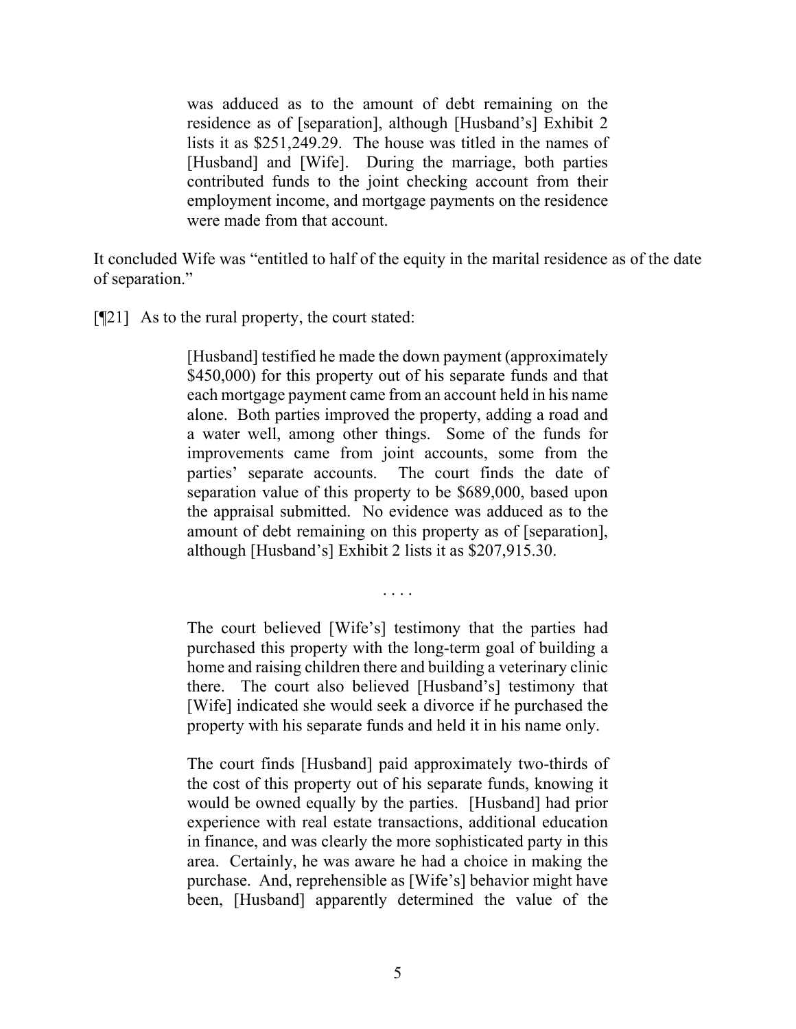> was adduced as to the amount of debt remaining on the residence as of [separation], although [Husband's] Exhibit 2 lists it as $251,249.29. The house was titled in the names of [Husband] and [Wife]. During the marriage, both parties contributed funds to the joint checking account from their employment income, and mortgage payments on the residence were made from that account.

It concluded Wife was "entitled to half of the equity in the marital residence as of the date of separation."

[¶21] As to the rural property, the court stated:

> [Husband] testified he made the down payment (approximately $450,000) for this property out of his separate funds and that each mortgage payment came from an account held in his name alone. Both parties improved the property, adding a road and a water well, among other things. Some of the funds for improvements came from joint accounts, some from the parties' separate accounts. The court finds the date of separation value of this property to be $689,000, based upon the appraisal submitted. No evidence was adduced as to the amount of debt remaining on this property as of [separation], although [Husband's] Exhibit 2 lists it as $207,915.30.
>
> . . . .
>
> The court believed [Wife's] testimony that the parties had purchased this property with the long-term goal of building a home and raising children there and building a veterinary clinic there. The court also believed [Husband's] testimony that [Wife] indicated she would seek a divorce if he purchased the property with his separate funds and held it in his name only.
>
> The court finds [Husband] paid approximately two-thirds of the cost of this property out of his separate funds, knowing it would be owned equally by the parties. [Husband] had prior experience with real estate transactions, additional education in finance, and was clearly the more sophisticated party in this area. Certainly, he was aware he had a choice in making the purchase. And, reprehensible as [Wife's] behavior might have been, [Husband] apparently determined the value of the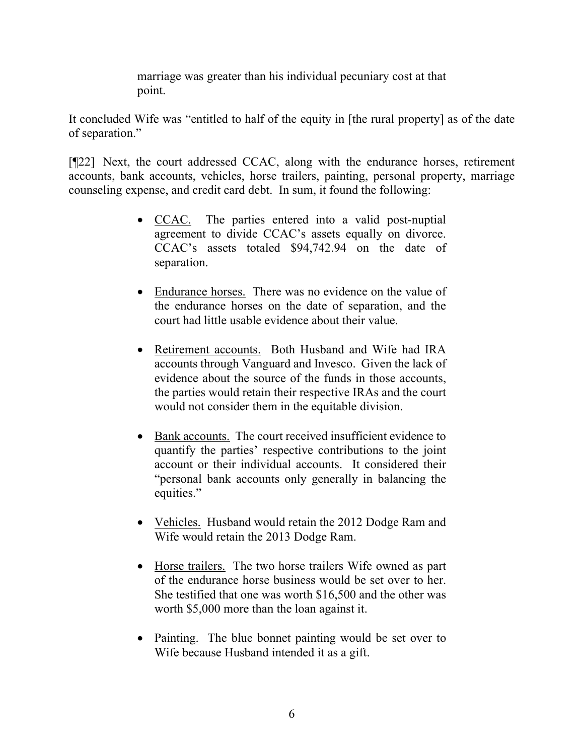> marriage was greater than his individual pecuniary cost at that point.

It concluded Wife was "entitled to half of the equity in [the rural property] as of the date of separation."

[¶22] Next, the court addressed CCAC, along with the endurance horses, retirement accounts, bank accounts, vehicles, horse trailers, painting, personal property, marriage counseling expense, and credit card debt. In sum, it found the following:

- CCAC. The parties entered into a valid post-nuptial agreement to divide CCAC's assets equally on divorce. CCAC's assets totaled $94,742.94 on the date of separation.
- Endurance horses. There was no evidence on the value of the endurance horses on the date of separation, and the court had little usable evidence about their value.
- Retirement accounts. Both Husband and Wife had IRA accounts through Vanguard and Invesco. Given the lack of evidence about the source of the funds in those accounts, the parties would retain their respective IRAs and the court would not consider them in the equitable division.
- Bank accounts. The court received insufficient evidence to quantify the parties' respective contributions to the joint account or their individual accounts. It considered their "personal bank accounts only generally in balancing the equities."
- Vehicles. Husband would retain the 2012 Dodge Ram and Wife would retain the 2013 Dodge Ram.
- Horse trailers. The two horse trailers Wife owned as part of the endurance horse business would be set over to her. She testified that one was worth $16,500 and the other was worth $5,000 more than the loan against it.
- Painting. The blue bonnet painting would be set over to Wife because Husband intended it as a gift.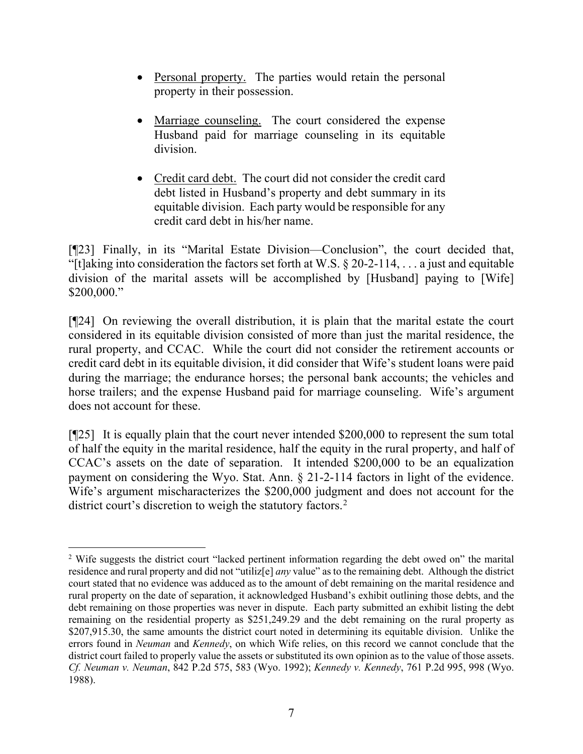- Personal property. The parties would retain the personal property in their possession.

- Marriage counseling. The court considered the expense Husband paid for marriage counseling in its equitable division.

- Credit card debt. The court did not consider the credit card debt listed in Husband's property and debt summary in its equitable division. Each party would be responsible for any credit card debt in his/her name.

[¶23] Finally, in its "Marital Estate Division—Conclusion", the court decided that, "[t]aking into consideration the factors set forth at W.S. § 20-2-114, . . . a just and equitable division of the marital assets will be accomplished by [Husband] paying to [Wife] $200,000."

[¶24] On reviewing the overall distribution, it is plain that the marital estate the court considered in its equitable division consisted of more than just the marital residence, the rural property, and CCAC. While the court did not consider the retirement accounts or credit card debt in its equitable division, it did consider that Wife's student loans were paid during the marriage; the endurance horses; the personal bank accounts; the vehicles and horse trailers; and the expense Husband paid for marriage counseling. Wife's argument does not account for these.

[¶25] It is equally plain that the court never intended $200,000 to represent the sum total of half the equity in the marital residence, half the equity in the rural property, and half of CCAC's assets on the date of separation. It intended $200,000 to be an equalization payment on considering the Wyo. Stat. Ann. § 21-2-114 factors in light of the evidence. Wife's argument mischaracterizes the $200,000 judgment and does not account for the district court's discretion to weigh the statutory factors.[2]

---

[2] Wife suggests the district court "lacked pertinent information regarding the debt owed on" the marital residence and rural property and did not "utiliz[e] *any* value" as to the remaining debt. Although the district court stated that no evidence was adduced as to the amount of debt remaining on the marital residence and rural property on the date of separation, it acknowledged Husband's exhibit outlining those debts, and the debt remaining on those properties was never in dispute. Each party submitted an exhibit listing the debt remaining on the residential property as $251,249.29 and the debt remaining on the rural property as $207,915.30, the same amounts the district court noted in determining its equitable division. Unlike the errors found in *Neuman* and *Kennedy*, on which Wife relies, on this record we cannot conclude that the district court failed to properly value the assets or substituted its own opinion as to the value of those assets. *Cf. Neuman v. Neuman*, 842 P.2d 575, 583 (Wyo. 1992); *Kennedy v. Kennedy*, 761 P.2d 995, 998 (Wyo. 1988).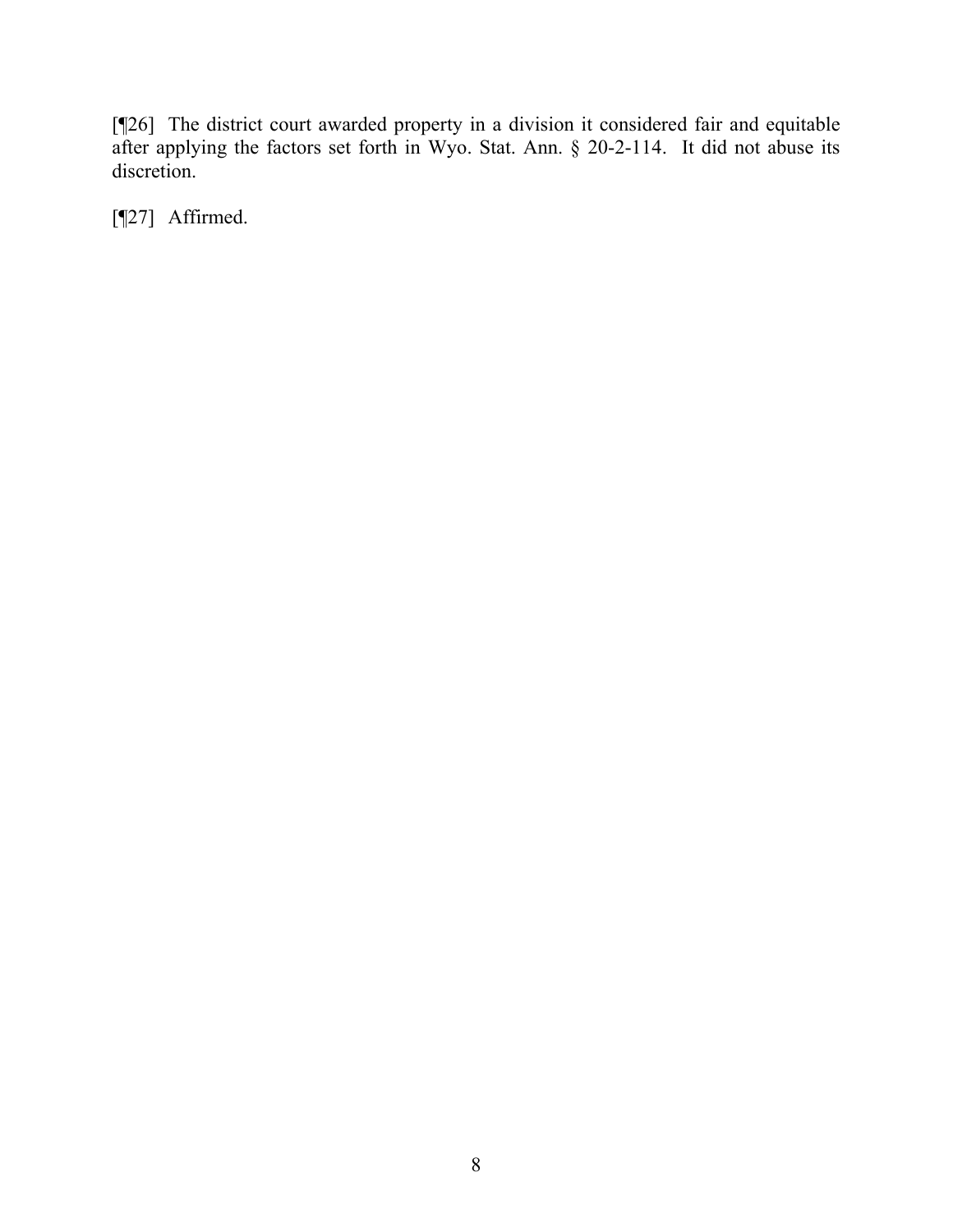[¶26] The district court awarded property in a division it considered fair and equitable after applying the factors set forth in Wyo. Stat. Ann. § 20-2-114. It did not abuse its discretion.

[¶27] Affirmed.